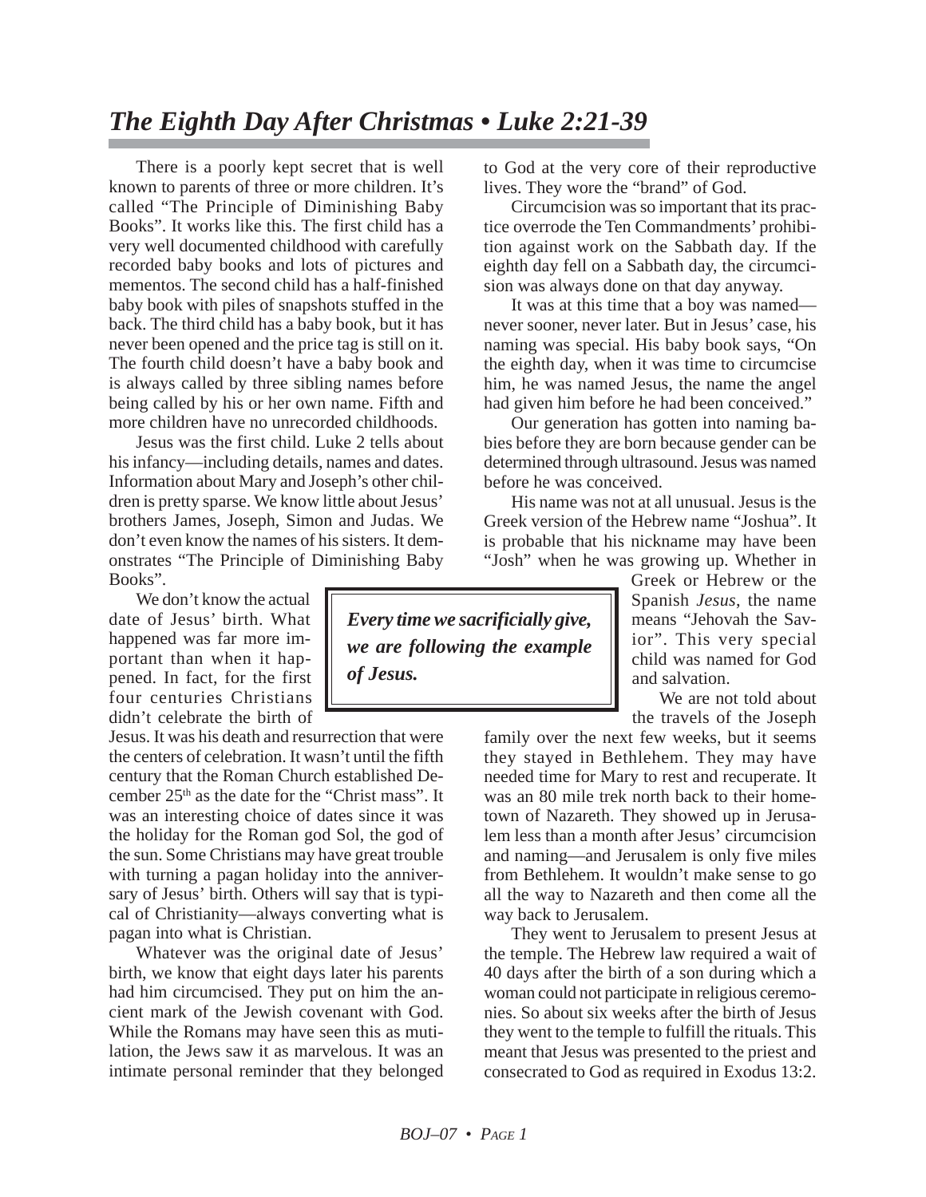# *The Eighth Day After Christmas • Luke 2:21-39*

There is a poorly kept secret that is well known to parents of three or more children. It's called "The Principle of Diminishing Baby Books". It works like this. The first child has a very well documented childhood with carefully recorded baby books and lots of pictures and mementos. The second child has a half-finished baby book with piles of snapshots stuffed in the back. The third child has a baby book, but it has never been opened and the price tag is still on it. The fourth child doesn't have a baby book and is always called by three sibling names before being called by his or her own name. Fifth and more children have no unrecorded childhoods.

Jesus was the first child. Luke 2 tells about his infancy—including details, names and dates. Information about Mary and Joseph's other children is pretty sparse. We know little about Jesus' brothers James, Joseph, Simon and Judas. We don't even know the names of his sisters. It demonstrates "The Principle of Diminishing Baby Books".

We don't know the actual date of Jesus' birth. What happened was far more important than when it happened. In fact, for the first four centuries Christians didn't celebrate the birth of Jesus. It was his death and resurrection that were the centers of celebration. It wasn't until the fifth century that the Roman Church established December 25th as the date for the "Christ mass". It was an interesting choice of dates since it was the holiday for the Roman god Sol, the god of the sun. Some Christians may have great trouble with turning a pagan holiday into the anniversary of Jesus' birth. Others will say that is typical of Christianity—always converting what is pagan into what is Christian.

Whatever was the original date of Jesus' birth, we know that eight days later his parents had him circumcised. They put on him the ancient mark of the Jewish covenant with God. While the Romans may have seen this as mutilation, the Jews saw it as marvelous. It was an intimate personal reminder that they belonged to God at the very core of their reproductive lives. They wore the "brand" of God.

Circumcision was so important that its practice overrode the Ten Commandments' prohibition against work on the Sabbath day. If the eighth day fell on a Sabbath day, the circumcision was always done on that day anyway.

It was at this time that a boy was named—never sooner, never later. But in Jesus' case, his naming was special. His baby book says, "On the eighth day, when it was time to circumcise him, he was named Jesus, the name the angel had given him before he had been conceived."

Our generation has gotten into naming babies before they are born because gender can be determined through ultrasound. Jesus was named before he was conceived.

His name was not at all unusual. Jesus is the Greek version of the Hebrew name "Joshua". It is probable that his nickname may have been "Josh" when he was growing up. Whether in Greek or Hebrew or the Spanish *Jesus*, the name means "Jehovah the Savior". This very special child was named for God and salvation.

> ***Every time we sacrificially give, we are following the example of Jesus.***

We are not told about the travels of the Joseph family over the next few weeks, but it seems they stayed in Bethlehem. They may have needed time for Mary to rest and recuperate. It was an 80 mile trek north back to their hometown of Nazareth. They showed up in Jerusalem less than a month after Jesus' circumcision and naming—and Jerusalem is only five miles from Bethlehem. It wouldn't make sense to go all the way to Nazareth and then come all the way back to Jerusalem.

They went to Jerusalem to present Jesus at the temple. The Hebrew law required a wait of 40 days after the birth of a son during which a woman could not participate in religious ceremonies. So about six weeks after the birth of Jesus they went to the temple to fulfill the rituals. This meant that Jesus was presented to the priest and consecrated to God as required in Exodus 13:2.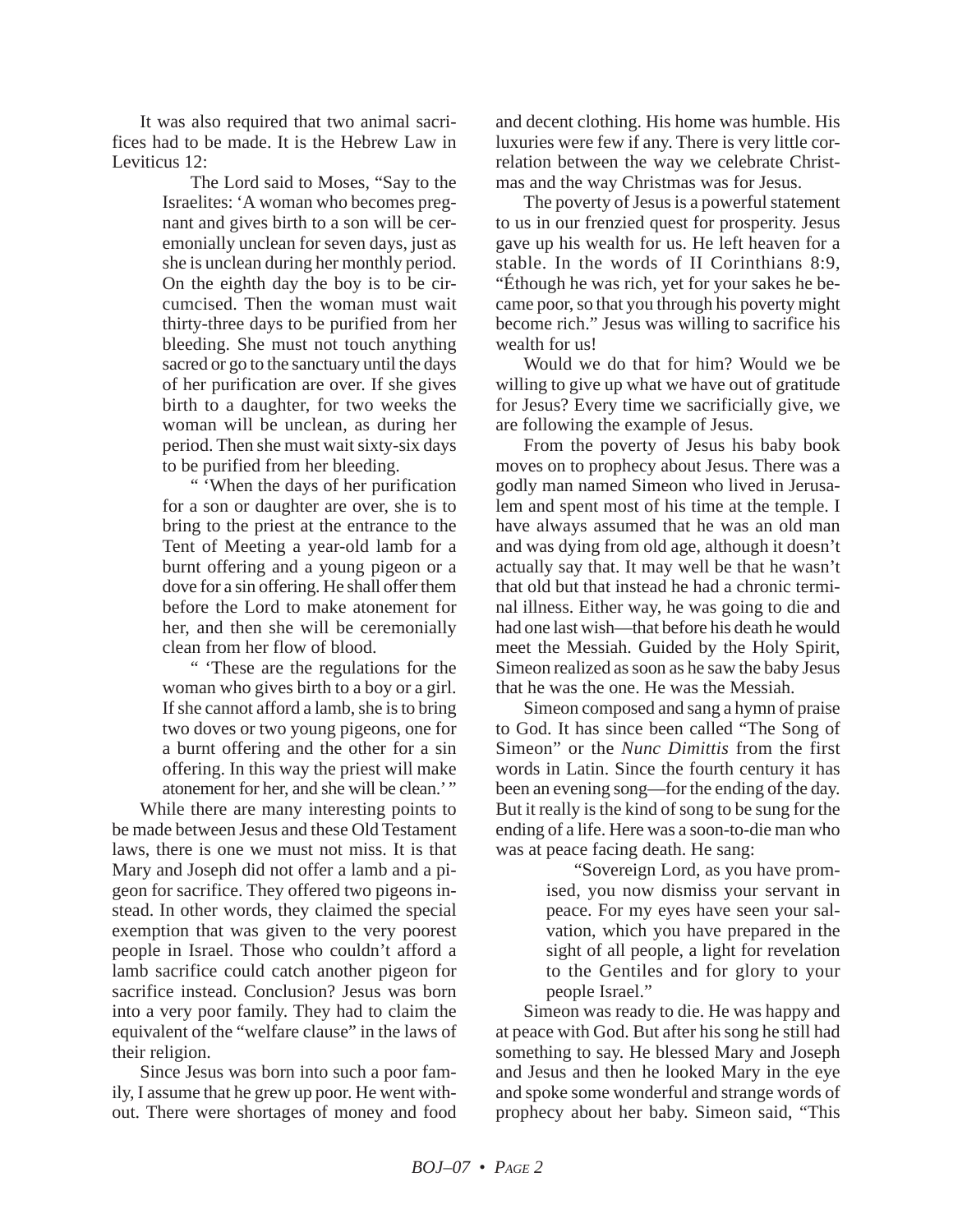It was also required that two animal sacrifices had to be made. It is the Hebrew Law in Leviticus 12:

> The Lord said to Moses, "Say to the Israelites: 'A woman who becomes pregnant and gives birth to a son will be ceremonially unclean for seven days, just as she is unclean during her monthly period. On the eighth day the boy is to be circumcised. Then the woman must wait thirty-three days to be purified from her bleeding. She must not touch anything sacred or go to the sanctuary until the days of her purification are over. If she gives birth to a daughter, for two weeks the woman will be unclean, as during her period. Then she must wait sixty-six days to be purified from her bleeding.
>
> " 'When the days of her purification for a son or daughter are over, she is to bring to the priest at the entrance to the Tent of Meeting a year-old lamb for a burnt offering and a young pigeon or a dove for a sin offering. He shall offer them before the Lord to make atonement for her, and then she will be ceremonially clean from her flow of blood.
>
> " 'These are the regulations for the woman who gives birth to a boy or a girl. If she cannot afford a lamb, she is to bring two doves or two young pigeons, one for a burnt offering and the other for a sin offering. In this way the priest will make atonement for her, and she will be clean.' "

While there are many interesting points to be made between Jesus and these Old Testament laws, there is one we must not miss. It is that Mary and Joseph did not offer a lamb and a pigeon for sacrifice. They offered two pigeons instead. In other words, they claimed the special exemption that was given to the very poorest people in Israel. Those who couldn't afford a lamb sacrifice could catch another pigeon for sacrifice instead. Conclusion? Jesus was born into a very poor family. They had to claim the equivalent of the "welfare clause" in the laws of their religion.

Since Jesus was born into such a poor family, I assume that he grew up poor. He went without. There were shortages of money and food and decent clothing. His home was humble. His luxuries were few if any. There is very little correlation between the way we celebrate Christmas and the way Christmas was for Jesus.

The poverty of Jesus is a powerful statement to us in our frenzied quest for prosperity. Jesus gave up his wealth for us. He left heaven for a stable. In the words of II Corinthians 8:9, "Éthough he was rich, yet for your sakes he became poor, so that you through his poverty might become rich." Jesus was willing to sacrifice his wealth for us!

Would we do that for him? Would we be willing to give up what we have out of gratitude for Jesus? Every time we sacrificially give, we are following the example of Jesus.

From the poverty of Jesus his baby book moves on to prophecy about Jesus. There was a godly man named Simeon who lived in Jerusalem and spent most of his time at the temple. I have always assumed that he was an old man and was dying from old age, although it doesn't actually say that. It may well be that he wasn't that old but that instead he had a chronic terminal illness. Either way, he was going to die and had one last wish—that before his death he would meet the Messiah. Guided by the Holy Spirit, Simeon realized as soon as he saw the baby Jesus that he was the one. He was the Messiah.

Simeon composed and sang a hymn of praise to God. It has since been called "The Song of Simeon" or the *Nunc Dimittis* from the first words in Latin. Since the fourth century it has been an evening song—for the ending of the day. But it really is the kind of song to be sung for the ending of a life. Here was a soon-to-die man who was at peace facing death. He sang:

> "Sovereign Lord, as you have promised, you now dismiss your servant in peace. For my eyes have seen your salvation, which you have prepared in the sight of all people, a light for revelation to the Gentiles and for glory to your people Israel."

Simeon was ready to die. He was happy and at peace with God. But after his song he still had something to say. He blessed Mary and Joseph and Jesus and then he looked Mary in the eye and spoke some wonderful and strange words of prophecy about her baby. Simeon said, "This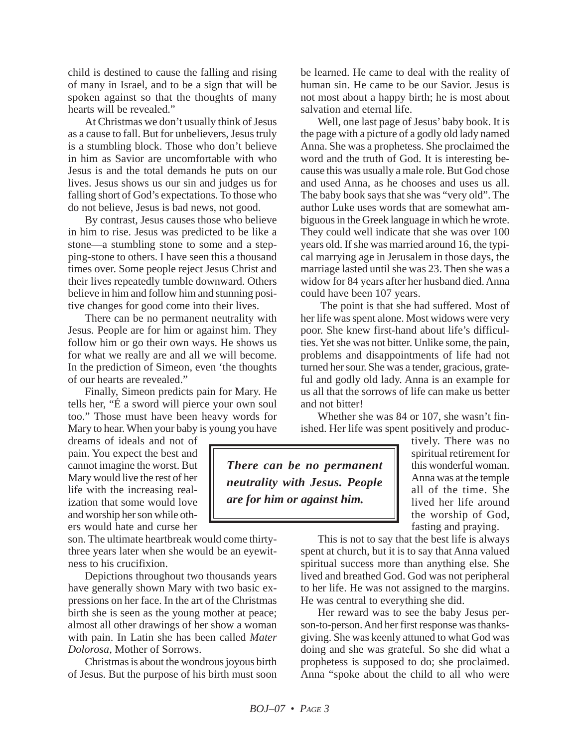child is destined to cause the falling and rising of many in Israel, and to be a sign that will be spoken against so that the thoughts of many hearts will be revealed."

At Christmas we don't usually think of Jesus as a cause to fall. But for unbelievers, Jesus truly is a stumbling block. Those who don't believe in him as Savior are uncomfortable with who Jesus is and the total demands he puts on our lives. Jesus shows us our sin and judges us for falling short of God's expectations. To those who do not believe, Jesus is bad news, not good.

By contrast, Jesus causes those who believe in him to rise. Jesus was predicted to be like a stone—a stumbling stone to some and a stepping-stone to others. I have seen this a thousand times over. Some people reject Jesus Christ and their lives repeatedly tumble downward. Others believe in him and follow him and stunning positive changes for good come into their lives.

There can be no permanent neutrality with Jesus. People are for him or against him. They follow him or go their own ways. He shows us for what we really are and all we will become. In the prediction of Simeon, even 'the thoughts of our hearts are revealed."

Finally, Simeon predicts pain for Mary. He tells her, "É a sword will pierce your own soul too." Those must have been heavy words for Mary to hear. When your baby is young you have dreams of ideals and not of pain. You expect the best and cannot imagine the worst. But Mary would live the rest of her life with the increasing realization that some would love and worship her son while others would hate and curse her son. The ultimate heartbreak would come thirty-three years later when she would be an eyewitness to his crucifixion.

> ***There can be no permanent neutrality with Jesus. People are for him or against him.***

Depictions throughout two thousands years have generally shown Mary with two basic expressions on her face. In the art of the Christmas birth she is seen as the young mother at peace; almost all other drawings of her show a woman with pain. In Latin she has been called *Mater Dolorosa*, Mother of Sorrows.

Christmas is about the wondrous joyous birth of Jesus. But the purpose of his birth must soon be learned. He came to deal with the reality of human sin. He came to be our Savior. Jesus is not most about a happy birth; he is most about salvation and eternal life.

Well, one last page of Jesus' baby book. It is the page with a picture of a godly old lady named Anna. She was a prophetess. She proclaimed the word and the truth of God. It is interesting because this was usually a male role. But God chose and used Anna, as he chooses and uses us all. The baby book says that she was "very old". The author Luke uses words that are somewhat ambiguous in the Greek language in which he wrote. They could well indicate that she was over 100 years old. If she was married around 16, the typical marrying age in Jerusalem in those days, the marriage lasted until she was 23. Then she was a widow for 84 years after her husband died. Anna could have been 107 years.

The point is that she had suffered. Most of her life was spent alone. Most widows were very poor. She knew first-hand about life's difficulties. Yet she was not bitter. Unlike some, the pain, problems and disappointments of life had not turned her sour. She was a tender, gracious, grateful and godly old lady. Anna is an example for us all that the sorrows of life can make us better and not bitter!

Whether she was 84 or 107, she wasn't finished. Her life was spent positively and productively. There was no spiritual retirement for this wonderful woman. Anna was at the temple all of the time. She lived her life around the worship of God, fasting and praying.

This is not to say that the best life is always spent at church, but it is to say that Anna valued spiritual success more than anything else. She lived and breathed God. God was not peripheral to her life. He was not assigned to the margins. He was central to everything she did.

Her reward was to see the baby Jesus person-to-person. And her first response was thanksgiving. She was keenly attuned to what God was doing and she was grateful. So she did what a prophetess is supposed to do; she proclaimed. Anna "spoke about the child to all who were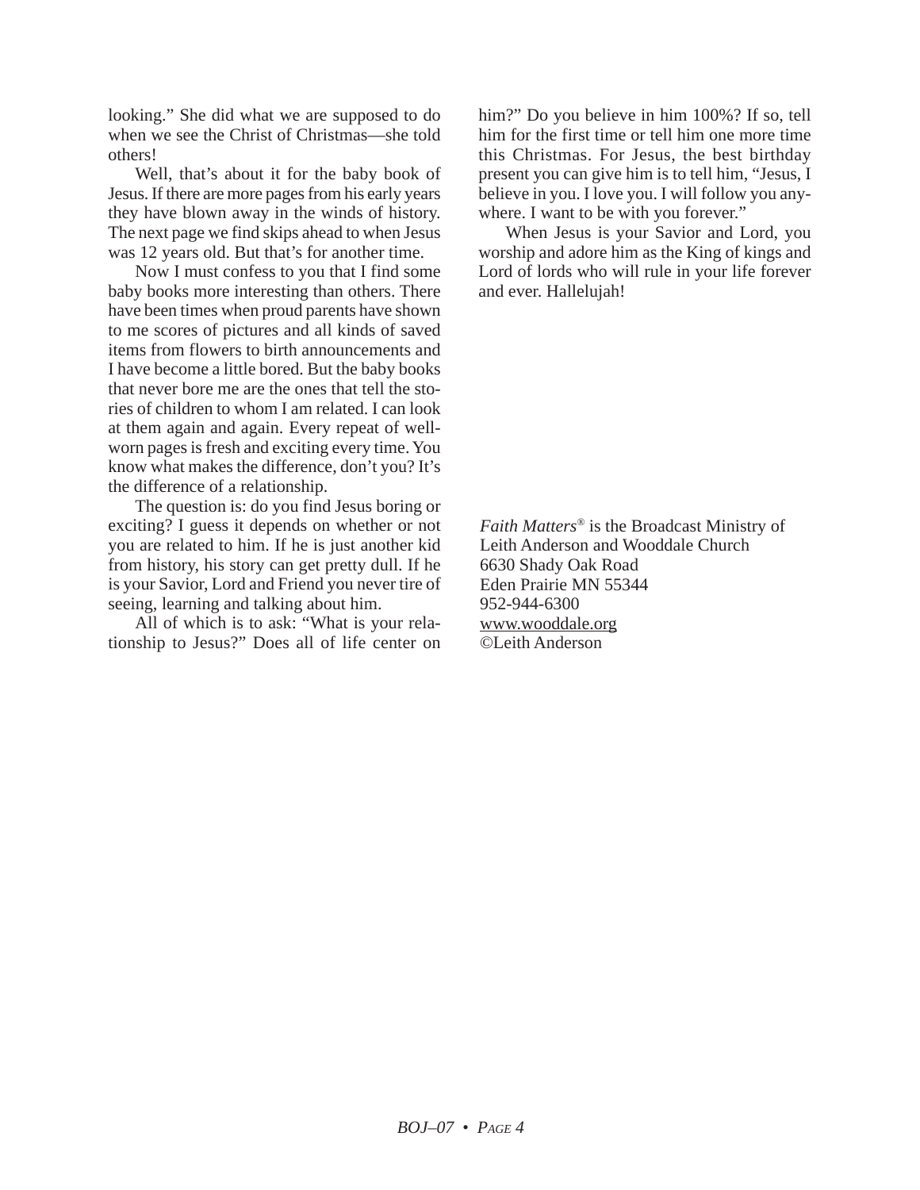looking." She did what we are supposed to do when we see the Christ of Christmas—she told others!

Well, that's about it for the baby book of Jesus. If there are more pages from his early years they have blown away in the winds of history. The next page we find skips ahead to when Jesus was 12 years old. But that's for another time.

Now I must confess to you that I find some baby books more interesting than others. There have been times when proud parents have shown to me scores of pictures and all kinds of saved items from flowers to birth announcements and I have become a little bored. But the baby books that never bore me are the ones that tell the stories of children to whom I am related. I can look at them again and again. Every repeat of well-worn pages is fresh and exciting every time. You know what makes the difference, don't you? It's the difference of a relationship.

The question is: do you find Jesus boring or exciting? I guess it depends on whether or not you are related to him. If he is just another kid from history, his story can get pretty dull. If he is your Savior, Lord and Friend you never tire of seeing, learning and talking about him.

All of which is to ask: "What is your relationship to Jesus?" Does all of life center on him?" Do you believe in him 100%? If so, tell him for the first time or tell him one more time this Christmas. For Jesus, the best birthday present you can give him is to tell him, "Jesus, I believe in you. I love you. I will follow you anywhere. I want to be with you forever."

When Jesus is your Savior and Lord, you worship and adore him as the King of kings and Lord of lords who will rule in your life forever and ever. Hallelujah!

*Faith Matters*® is the Broadcast Ministry of
Leith Anderson and Wooddale Church
6630 Shady Oak Road
Eden Prairie MN 55344
952-944-6300
www.wooddale.org
©Leith Anderson